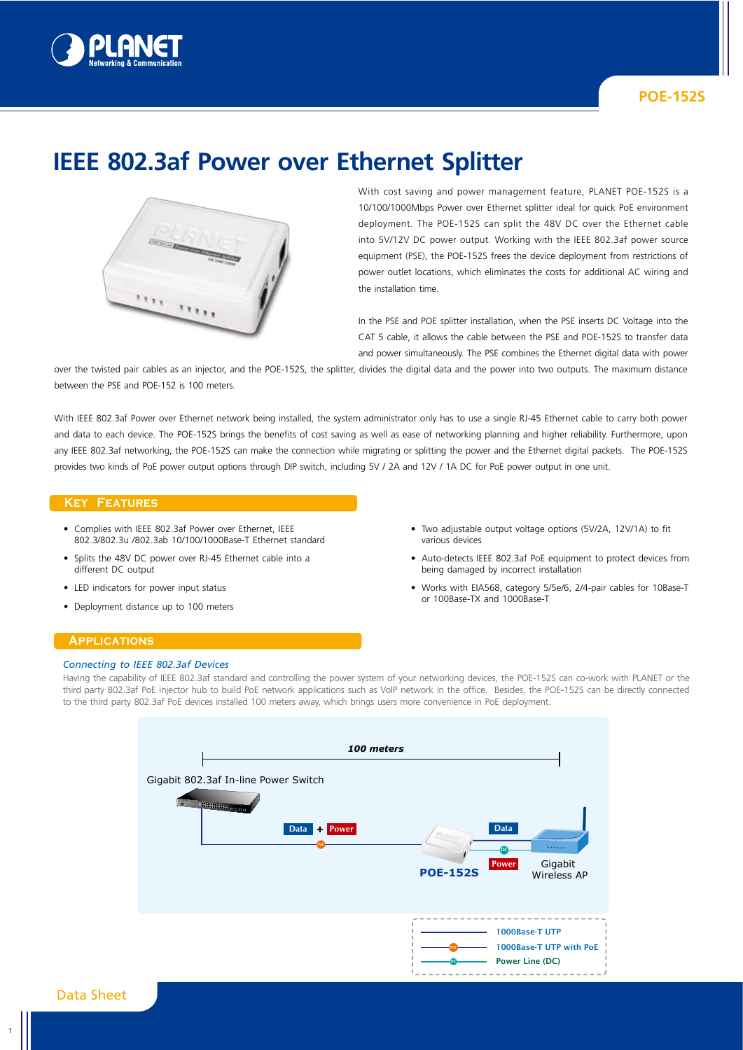# IEEE 802.3af Power over Ethernet Splitter

With cost saving and power management feature, PLANET POE-152S is a 10/100/1000Mbps Power over Ethernet splitter ideal for quick PoE environment deployment. The POE-152S can split the 48V DC over the Ethernet cable into 5V/12V DC power output. Working with the IEEE 802.3af power source equipment (PSE), the POE-152S frees the device deployment from restrictions of power outlet locations, which eliminates the costs for additional AC wiring and the installation time.

In the PSE and POE splitter installation, when the PSE inserts DC Voltage into the CAT 5 cable, it allows the cable between the PSE and POE-152S to transfer data and power simultaneously. The PSE combines the Ethernet digital data with power over the twisted pair cables as an injector, and the POE-152S, the splitter, divides the digital data and the power into two outputs. The maximum distance between the PSE and POE-152 is 100 meters.

With IEEE 802.3af Power over Ethernet network being installed, the system administrator only has to use a single RJ-45 Ethernet cable to carry both power and data to each device. The POE-152S brings the benefits of cost saving as well as ease of networking planning and higher reliability. Furthermore, upon any IEEE 802.3af networking, the POE-152S can make the connection while migrating or splitting the power and the Ethernet digital packets. The POE-152S provides two kinds of PoE power output options through DIP switch, including 5V / 2A and 12V / 1A DC for PoE power output in one unit.

## Key Features

- Complies with IEEE 802.3af Power over Ethernet, IEEE 802.3/802.3u /802.3ab 10/100/1000Base-T Ethernet standard
- Splits the 48V DC power over RJ-45 Ethernet cable into a different DC output
- LED indicators for power input status
- Deployment distance up to 100 meters
- Two adjustable output voltage options (5V/2A, 12V/1A) to fit various devices
- Auto-detects IEEE 802.3af PoE equipment to protect devices from being damaged by incorrect installation
- Works with EIA568, category 5/5e/6, 2/4-pair cables for 10Base-T or 100Base-TX and 1000Base-T

## Applications

*Connecting to IEEE 802.3af Devices*

Having the capability of IEEE 802.3af standard and controlling the power system of your networking devices, the POE-152S can co-work with PLANET or the third party 802.3af PoE injector hub to build PoE network applications such as VoIP network in the office. Besides, the POE-152S can be directly connected to the third party 802.3af PoE devices installed 100 meters away, which brings users more convenience in PoE deployment.

*100 meters*

Gigabit 802.3af In-line Power Switch — Data + Power — **POE-152S** — Data / Power — Gigabit Wireless AP

- 1000Base-T UTP
- 1000Base-T UTP with PoE
- Power Line (DC)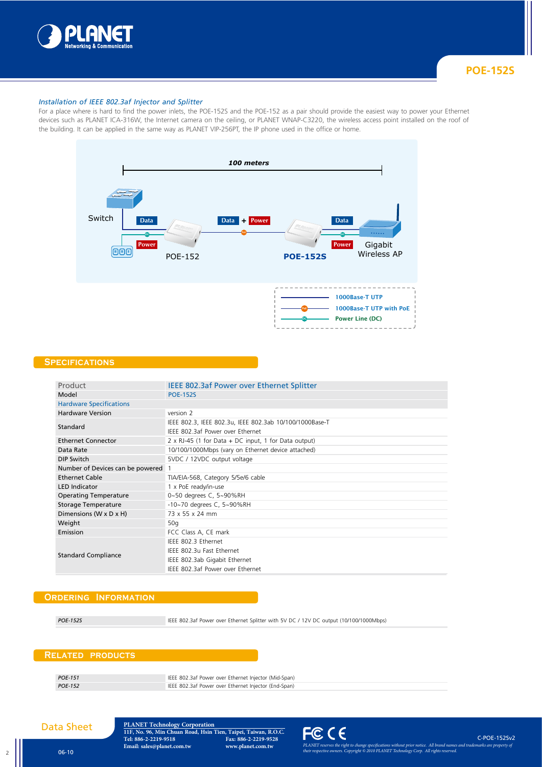*Installation of IEEE 802.3af Injector and Splitter*

For a place where is hard to find the power inlets, the POE-152S and the POE-152 as a pair should provide the easiest way to power your Ethernet devices such as PLANET ICA-316W, the Internet camera on the ceiling, or PLANET WNAP-C3220, the wireless access point installed on the roof of the building. It can be applied in the same way as PLANET VIP-256PT, the IP phone used in the office or home.

100 meters

Switch

Data

Power

POE-152

Data + Power

POE-152S

Data

Power

Gigabit Wireless AP

1000Base-T UTP

1000Base-T UTP with PoE

Power Line (DC)

## Specifications

| | |
|---|---|
| Product | IEEE 802.3af Power over Ethernet Splitter |
| Model | POE-152S |
| Hardware Specifications | |
| Hardware Version | version 2 |
| Standard | IEEE 802.3, IEEE 802.3u, IEEE 802.3ab 10/100/1000Base-T<br>IEEE 802.3af Power over Ethernet |
| Ethernet Connector | 2 x RJ-45 (1 for Data + DC input, 1 for Data output) |
| Data Rate | 10/100/1000Mbps (vary on Ethernet device attached) |
| DIP Switch | 5VDC / 12VDC output voltage |
| Number of Devices can be powered | 1 |
| Ethernet Cable | TIA/EIA-568, Category 5/5e/6 cable |
| LED Indicator | 1 x PoE ready/in-use |
| Operating Temperature | 0~50 degrees C, 5~90%RH |
| Storage Temperature | -10~70 degrees C, 5~90%RH |
| Dimensions (W x D x H) | 73 x 55 x 24 mm |
| Weight | 50g |
| Emission | FCC Class A, CE mark |
| Standard Compliance | IEEE 802.3 Ethernet<br>IEEE 802.3u Fast Ethernet<br>IEEE 802.3ab Gigabit Ethernet<br>IEEE 802.3af Power over Ethernet |

## Ordering Information

| | |
|---|---|
| *POE-152S* | IEEE 802.3af Power over Ethernet Splitter with 5V DC / 12V DC output (10/100/1000Mbps) |

## Related Products

| | |
|---|---|
| *POE-151* | IEEE 802.3af Power over Ethernet Injector (Mid-Span) |
| *POE-152* | IEEE 802.3af Power over Ethernet Injector (End-Span) |

Data Sheet

**PLANET Technology Corporation**
**11F, No. 96, Min Chuan Road, Hsin Tien, Taipei, Taiwan, R.O.C.**
**Tel: 886-2-2219-9518** **Fax: 886-2-2219-9528**
**Email: sales@planet.com.tw** **www.planet.com.tw**

*PLANET reserves the right to change specifications without prior notice. All brand names and trademarks are property of their respective owners. Copyright © 2010 PLANET Technology Corp. All rights reserved.*

C-POE-152Sv2

06-10